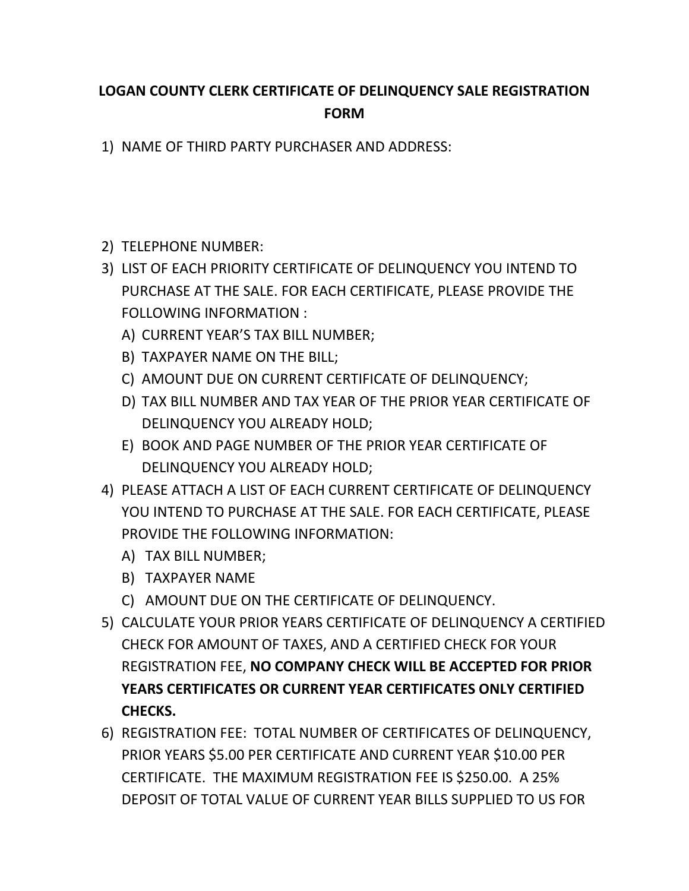# LOGAN COUNTY CLERK CERTIFICATE OF DELINQUENCY SALE REGISTRATION FORM

1) NAME OF THIRD PARTY PURCHASER AND ADDRESS:

2) TELEPHONE NUMBER:
3) LIST OF EACH PRIORITY CERTIFICATE OF DELINQUENCY YOU INTEND TO PURCHASE AT THE SALE. FOR EACH CERTIFICATE, PLEASE PROVIDE THE FOLLOWING INFORMATION :
   A) CURRENT YEAR'S TAX BILL NUMBER;
   B) TAXPAYER NAME ON THE BILL;
   C) AMOUNT DUE ON CURRENT CERTIFICATE OF DELINQUENCY;
   D) TAX BILL NUMBER AND TAX YEAR OF THE PRIOR YEAR CERTIFICATE OF DELINQUENCY YOU ALREADY HOLD;
   E) BOOK AND PAGE NUMBER OF THE PRIOR YEAR CERTIFICATE OF DELINQUENCY YOU ALREADY HOLD;
4) PLEASE ATTACH A LIST OF EACH CURRENT CERTIFICATE OF DELINQUENCY YOU INTEND TO PURCHASE AT THE SALE. FOR EACH CERTIFICATE, PLEASE PROVIDE THE FOLLOWING INFORMATION:
   A) TAX BILL NUMBER;
   B) TAXPAYER NAME
   C) AMOUNT DUE ON THE CERTIFICATE OF DELINQUENCY.
5) CALCULATE YOUR PRIOR YEARS CERTIFICATE OF DELINQUENCY A CERTIFIED CHECK FOR AMOUNT OF TAXES, AND A CERTIFIED CHECK FOR YOUR REGISTRATION FEE, **NO COMPANY CHECK WILL BE ACCEPTED FOR PRIOR YEARS CERTIFICATES OR CURRENT YEAR CERTIFICATES ONLY CERTIFIED CHECKS.**
6) REGISTRATION FEE: TOTAL NUMBER OF CERTIFICATES OF DELINQUENCY, PRIOR YEARS $5.00 PER CERTIFICATE AND CURRENT YEAR $10.00 PER CERTIFICATE. THE MAXIMUM REGISTRATION FEE IS $250.00. A 25% DEPOSIT OF TOTAL VALUE OF CURRENT YEAR BILLS SUPPLIED TO US FOR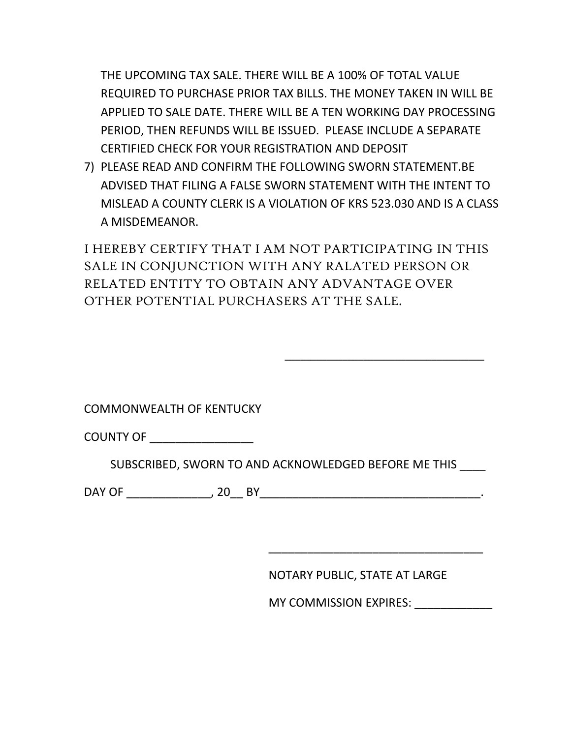THE UPCOMING TAX SALE. THERE WILL BE A 100% OF TOTAL VALUE REQUIRED TO PURCHASE PRIOR TAX BILLS. THE MONEY TAKEN IN WILL BE APPLIED TO SALE DATE. THERE WILL BE A TEN WORKING DAY PROCESSING PERIOD, THEN REFUNDS WILL BE ISSUED. PLEASE INCLUDE A SEPARATE CERTIFIED CHECK FOR YOUR REGISTRATION AND DEPOSIT

7) PLEASE READ AND CONFIRM THE FOLLOWING SWORN STATEMENT.BE ADVISED THAT FILING A FALSE SWORN STATEMENT WITH THE INTENT TO MISLEAD A COUNTY CLERK IS A VIOLATION OF KRS 523.030 AND IS A CLASS A MISDEMEANOR.

I HEREBY CERTIFY THAT I AM NOT PARTICIPATING IN THIS SALE IN CONJUNCTION WITH ANY RALATED PERSON OR RELATED ENTITY TO OBTAIN ANY ADVANTAGE OVER OTHER POTENTIAL PURCHASERS AT THE SALE.

________________________________

COMMONWEALTH OF KENTUCKY

COUNTY OF ________________

SUBSCRIBED, SWORN TO AND ACKNOWLEDGED BEFORE ME THIS ____ DAY OF _____________, 20__ BY___________________________________.

__________________________________

NOTARY PUBLIC, STATE AT LARGE

MY COMMISSION EXPIRES: ____________